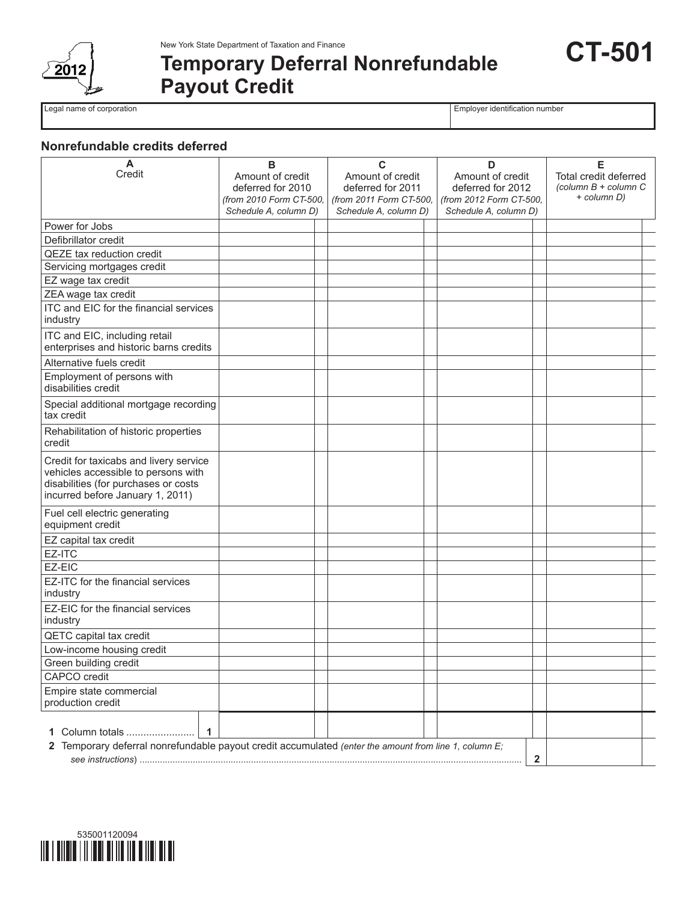New York State Department of Taxation and Finance

2012

# Temporary Deferral Nonrefundable Payout Credit

**CT-501**

| Legal name of corporation | Employer identification number |
|---|---|
| | |

## Nonrefundable credits deferred

| A<br>Credit | B<br>Amount of credit deferred for 2010 *(from 2010 Form CT-500, Schedule A, column D)* | C<br>Amount of credit deferred for 2011 *(from 2011 Form CT-500, Schedule A, column D)* | D<br>Amount of credit deferred for 2012 *(from 2012 Form CT-500, Schedule A, column D)* | E<br>Total credit deferred *(column B + column C + column D)* |
|---|---|---|---|---|
| Power for Jobs | | | | |
| Defibrillator credit | | | | |
| QEZE tax reduction credit | | | | |
| Servicing mortgages credit | | | | |
| EZ wage tax credit | | | | |
| ZEA wage tax credit | | | | |
| ITC and EIC for the financial services industry | | | | |
| ITC and EIC, including retail enterprises and historic barns credits | | | | |
| Alternative fuels credit | | | | |
| Employment of persons with disabilities credit | | | | |
| Special additional mortgage recording tax credit | | | | |
| Rehabilitation of historic properties credit | | | | |
| Credit for taxicabs and livery service vehicles accessible to persons with disabilities (for purchases or costs incurred before January 1, 2011) | | | | |
| Fuel cell electric generating equipment credit | | | | |
| EZ capital tax credit | | | | |
| EZ-ITC | | | | |
| EZ-EIC | | | | |
| EZ-ITC for the financial services industry | | | | |
| EZ-EIC for the financial services industry | | | | |
| QETC capital tax credit | | | | |
| Low-income housing credit | | | | |
| Green building credit | | | | |
| CAPCO credit | | | | |
| Empire state commercial production credit | | | | |
| **1** Column totals ........................ **1** | | | | |

**2** Temporary deferral nonrefundable payout credit accumulated *(enter the amount from line 1, column E; see instructions)* ........ **2**

535001120094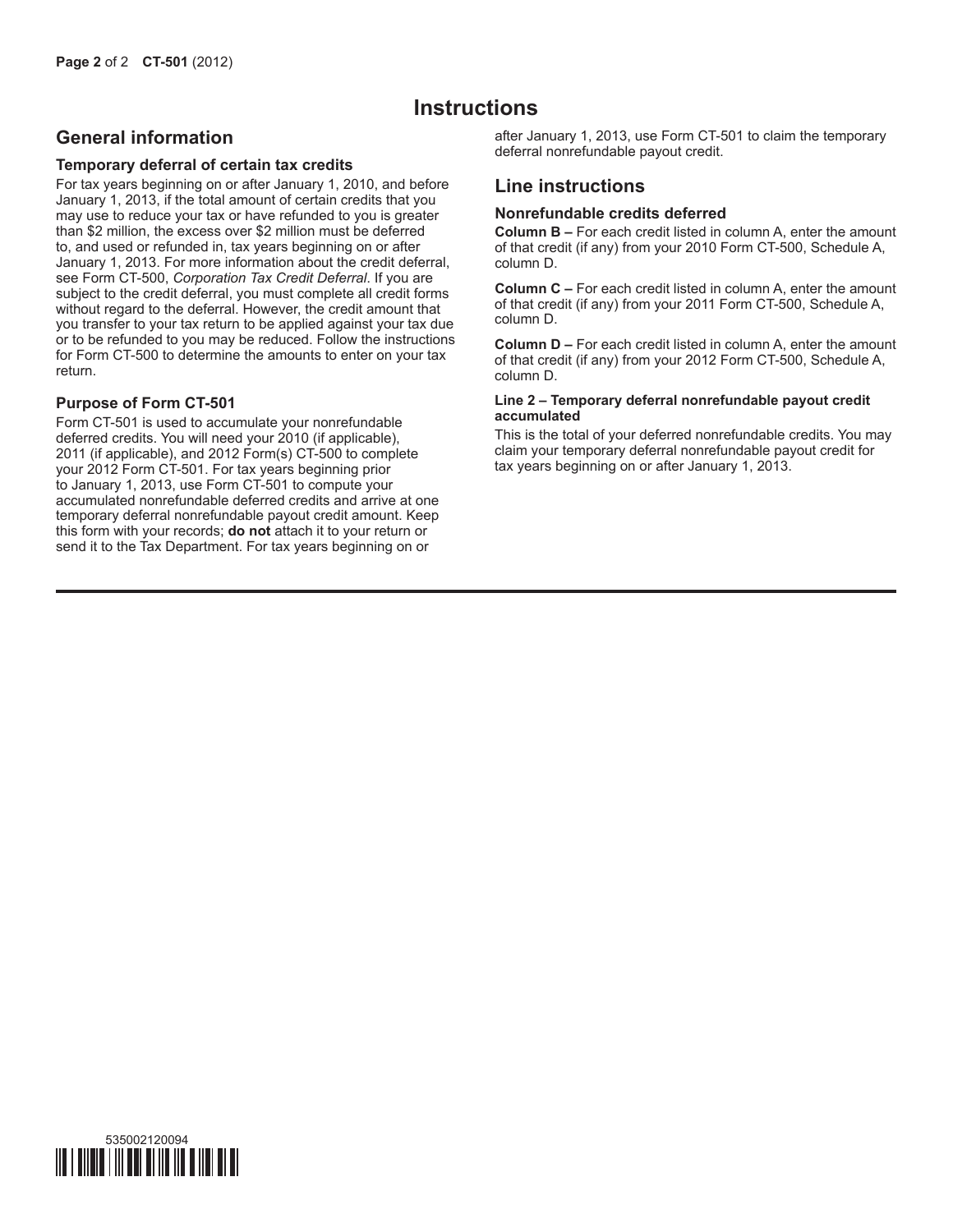# Instructions

## General information

### Temporary deferral of certain tax credits

For tax years beginning on or after January 1, 2010, and before January 1, 2013, if the total amount of certain credits that you may use to reduce your tax or have refunded to you is greater than $2 million, the excess over $2 million must be deferred to, and used or refunded in, tax years beginning on or after January 1, 2013. For more information about the credit deferral, see Form CT-500, *Corporation Tax Credit Deferral*. If you are subject to the credit deferral, you must complete all credit forms without regard to the deferral. However, the credit amount that you transfer to your tax return to be applied against your tax due or to be refunded to you may be reduced. Follow the instructions for Form CT-500 to determine the amounts to enter on your tax return.

### Purpose of Form CT-501

Form CT-501 is used to accumulate your nonrefundable deferred credits. You will need your 2010 (if applicable), 2011 (if applicable), and 2012 Form(s) CT-500 to complete your 2012 Form CT-501. For tax years beginning prior to January 1, 2013, use Form CT-501 to compute your accumulated nonrefundable deferred credits and arrive at one temporary deferral nonrefundable payout credit amount. Keep this form with your records; **do not** attach it to your return or send it to the Tax Department. For tax years beginning on or after January 1, 2013, use Form CT-501 to claim the temporary deferral nonrefundable payout credit.

## Line instructions

### Nonrefundable credits deferred

**Column B –** For each credit listed in column A, enter the amount of that credit (if any) from your 2010 Form CT-500, Schedule A, column D.

**Column C –** For each credit listed in column A, enter the amount of that credit (if any) from your 2011 Form CT-500, Schedule A, column D.

**Column D –** For each credit listed in column A, enter the amount of that credit (if any) from your 2012 Form CT-500, Schedule A, column D.

#### Line 2 – Temporary deferral nonrefundable payout credit accumulated

This is the total of your deferred nonrefundable credits. You may claim your temporary deferral nonrefundable payout credit for tax years beginning on or after January 1, 2013.

535002120094